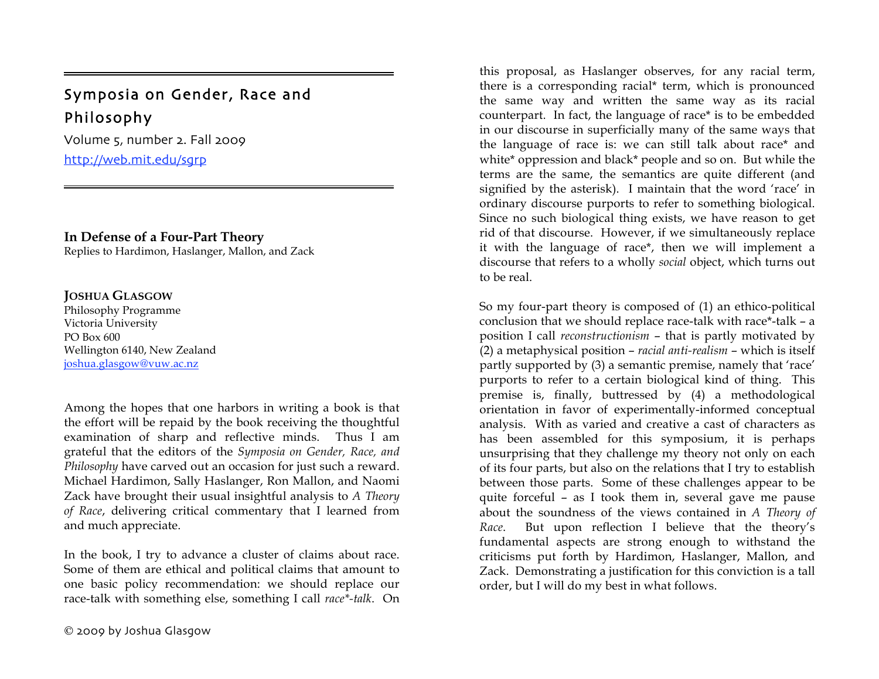# Symposia on Gender, Race and Philosophy

Volume 5, number 2. Fall 2009

http://web.mit.edu/sgrp

## In Defense of a Four-Part Theory

Replies to Hardimon, Haslanger, Mallon, and Zack

**JOSHUA GLASGOW**
Philosophy Programme
Victoria University
PO Box 600
Wellington 6140, New Zealand
joshua.glasgow@vuw.ac.nz

Among the hopes that one harbors in writing a book is that the effort will be repaid by the book receiving the thoughtful examination of sharp and reflective minds. Thus I am grateful that the editors of the *Symposia on Gender, Race, and Philosophy* have carved out an occasion for just such a reward. Michael Hardimon, Sally Haslanger, Ron Mallon, and Naomi Zack have brought their usual insightful analysis to *A Theory of Race*, delivering critical commentary that I learned from and much appreciate.

In the book, I try to advance a cluster of claims about race. Some of them are ethical and political claims that amount to one basic policy recommendation: we should replace our race-talk with something else, something I call *race\*-talk*. On this proposal, as Haslanger observes, for any racial term, there is a corresponding racial* term, which is pronounced the same way and written the same way as its racial counterpart. In fact, the language of race* is to be embedded in our discourse in superficially many of the same ways that the language of race is: we can still talk about race* and white* oppression and black* people and so on. But while the terms are the same, the semantics are quite different (and signified by the asterisk). I maintain that the word 'race' in ordinary discourse purports to refer to something biological. Since no such biological thing exists, we have reason to get rid of that discourse. However, if we simultaneously replace it with the language of race*, then we will implement a discourse that refers to a wholly *social* object, which turns out to be real.

So my four-part theory is composed of (1) an ethico-political conclusion that we should replace race-talk with race*-talk – a position I call *reconstructionism* – that is partly motivated by (2) a metaphysical position – *racial anti-realism* – which is itself partly supported by (3) a semantic premise, namely that 'race' purports to refer to a certain biological kind of thing. This premise is, finally, buttressed by (4) a methodological orientation in favor of experimentally-informed conceptual analysis. With as varied and creative a cast of characters as has been assembled for this symposium, it is perhaps unsurprising that they challenge my theory not only on each of its four parts, but also on the relations that I try to establish between those parts. Some of these challenges appear to be quite forceful – as I took them in, several gave me pause about the soundness of the views contained in *A Theory of Race*. But upon reflection I believe that the theory's fundamental aspects are strong enough to withstand the criticisms put forth by Hardimon, Haslanger, Mallon, and Zack. Demonstrating a justification for this conviction is a tall order, but I will do my best in what follows.

© 2009 by Joshua Glasgow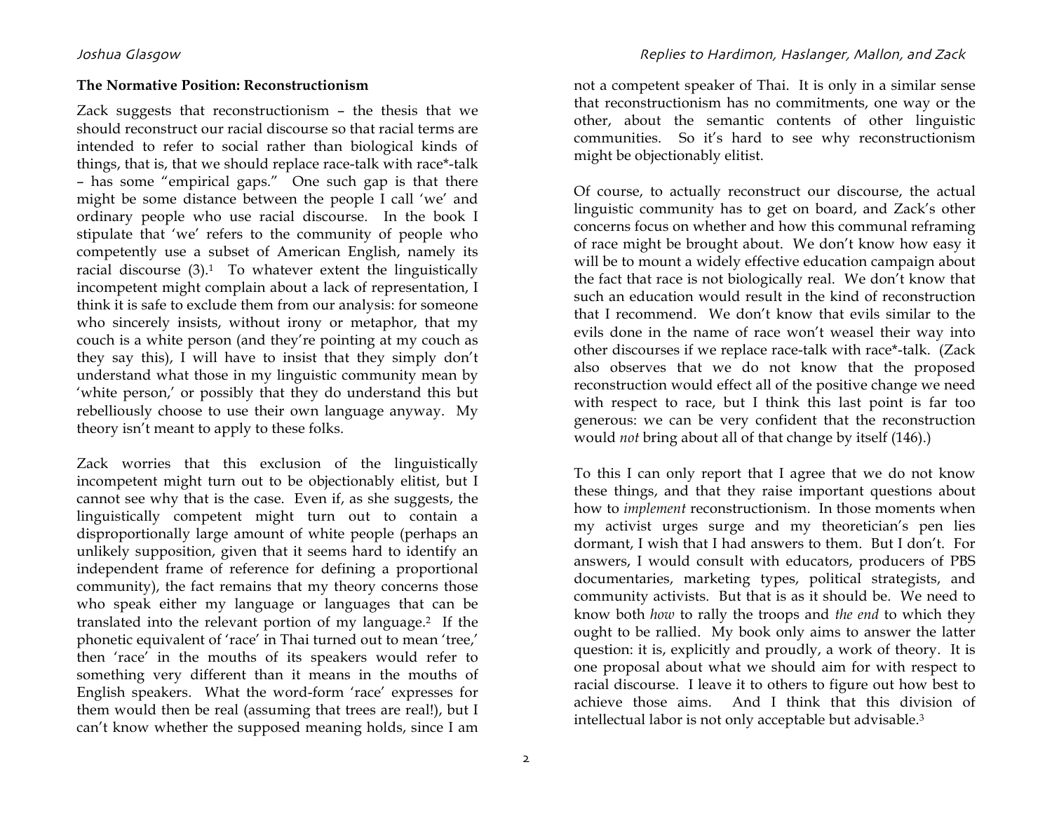### The Normative Position: Reconstructionism

Zack suggests that reconstructionism – the thesis that we should reconstruct our racial discourse so that racial terms are intended to refer to social rather than biological kinds of things, that is, that we should replace race-talk with race*-talk – has some "empirical gaps." One such gap is that there might be some distance between the people I call 'we' and ordinary people who use racial discourse. In the book I stipulate that 'we' refers to the community of people who competently use a subset of American English, namely its racial discourse (3).[1] To whatever extent the linguistically incompetent might complain about a lack of representation, I think it is safe to exclude them from our analysis: for someone who sincerely insists, without irony or metaphor, that my couch is a white person (and they're pointing at my couch as they say this), I will have to insist that they simply don't understand what those in my linguistic community mean by 'white person,' or possibly that they do understand this but rebelliously choose to use their own language anyway. My theory isn't meant to apply to these folks.

Zack worries that this exclusion of the linguistically incompetent might turn out to be objectionably elitist, but I cannot see why that is the case. Even if, as she suggests, the linguistically competent might turn out to contain a disproportionally large amount of white people (perhaps an unlikely supposition, given that it seems hard to identify an independent frame of reference for defining a proportional community), the fact remains that my theory concerns those who speak either my language or languages that can be translated into the relevant portion of my language.[2] If the phonetic equivalent of 'race' in Thai turned out to mean 'tree,' then 'race' in the mouths of its speakers would refer to something very different than it means in the mouths of English speakers. What the word-form 'race' expresses for them would then be real (assuming that trees are real!), but I can't know whether the supposed meaning holds, since I am not a competent speaker of Thai. It is only in a similar sense that reconstructionism has no commitments, one way or the other, about the semantic contents of other linguistic communities. So it's hard to see why reconstructionism might be objectionably elitist.

Of course, to actually reconstruct our discourse, the actual linguistic community has to get on board, and Zack's other concerns focus on whether and how this communal reframing of race might be brought about. We don't know how easy it will be to mount a widely effective education campaign about the fact that race is not biologically real. We don't know that such an education would result in the kind of reconstruction that I recommend. We don't know that evils similar to the evils done in the name of race won't weasel their way into other discourses if we replace race-talk with race*-talk. (Zack also observes that we do not know that the proposed reconstruction would effect all of the positive change we need with respect to race, but I think this last point is far too generous: we can be very confident that the reconstruction would *not* bring about all of that change by itself (146).)

To this I can only report that I agree that we do not know these things, and that they raise important questions about how to *implement* reconstructionism. In those moments when my activist urges surge and my theoretician's pen lies dormant, I wish that I had answers to them. But I don't. For answers, I would consult with educators, producers of PBS documentaries, marketing types, political strategists, and community activists. But that is as it should be. We need to know both *how* to rally the troops and *the end* to which they ought to be rallied. My book only aims to answer the latter question: it is, explicitly and proudly, a work of theory. It is one proposal about what we should aim for with respect to racial discourse. I leave it to others to figure out how best to achieve those aims. And I think that this division of intellectual labor is not only acceptable but advisable.[3]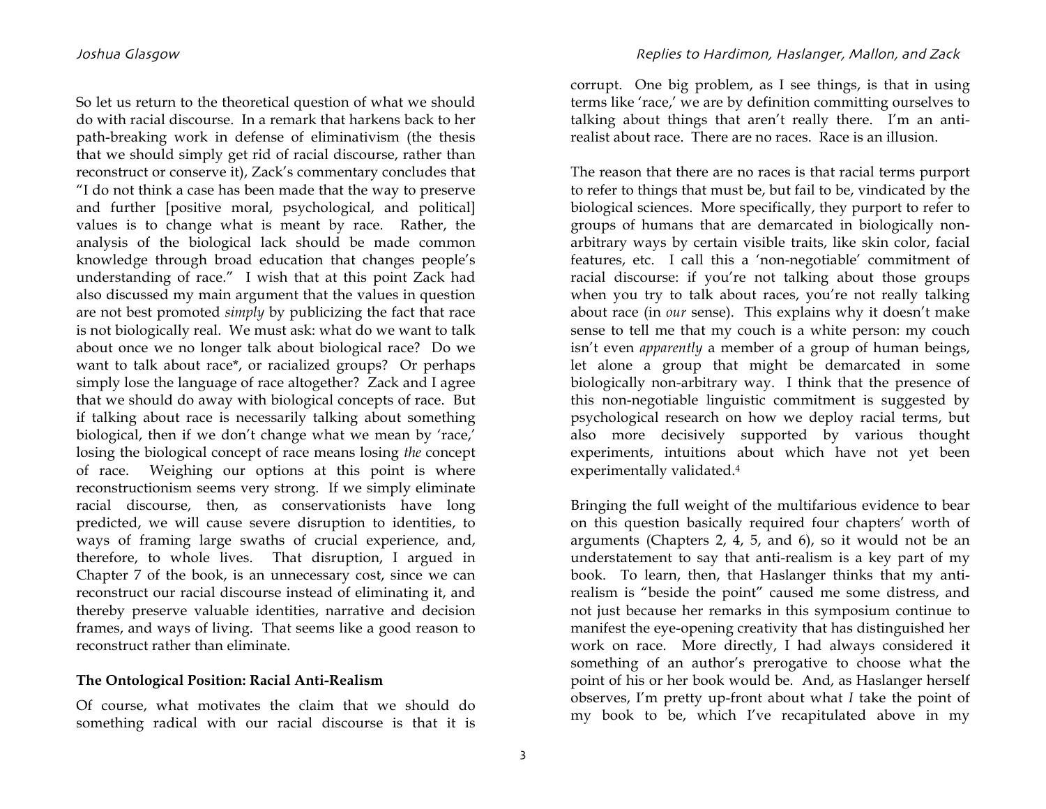So let us return to the theoretical question of what we should do with racial discourse. In a remark that harkens back to her path-breaking work in defense of eliminativism (the thesis that we should simply get rid of racial discourse, rather than reconstruct or conserve it), Zack's commentary concludes that "I do not think a case has been made that the way to preserve and further [positive moral, psychological, and political] values is to change what is meant by race. Rather, the analysis of the biological lack should be made common knowledge through broad education that changes people's understanding of race." I wish that at this point Zack had also discussed my main argument that the values in question are not best promoted *simply* by publicizing the fact that race is not biologically real. We must ask: what do we want to talk about once we no longer talk about biological race? Do we want to talk about race*, or racialized groups? Or perhaps simply lose the language of race altogether? Zack and I agree that we should do away with biological concepts of race. But if talking about race is necessarily talking about something biological, then if we don't change what we mean by 'race,' losing the biological concept of race means losing *the* concept of race. Weighing our options at this point is where reconstructionism seems very strong. If we simply eliminate racial discourse, then, as conservationists have long predicted, we will cause severe disruption to identities, to ways of framing large swaths of crucial experience, and, therefore, to whole lives. That disruption, I argued in Chapter 7 of the book, is an unnecessary cost, since we can reconstruct our racial discourse instead of eliminating it, and thereby preserve valuable identities, narrative and decision frames, and ways of living. That seems like a good reason to reconstruct rather than eliminate.

### The Ontological Position: Racial Anti-Realism

Of course, what motivates the claim that we should do something radical with our racial discourse is that it is corrupt. One big problem, as I see things, is that in using terms like 'race,' we are by definition committing ourselves to talking about things that aren't really there. I'm an anti-realist about race. There are no races. Race is an illusion.

The reason that there are no races is that racial terms purport to refer to things that must be, but fail to be, vindicated by the biological sciences. More specifically, they purport to refer to groups of humans that are demarcated in biologically non-arbitrary ways by certain visible traits, like skin color, facial features, etc. I call this a 'non-negotiable' commitment of racial discourse: if you're not talking about those groups when you try to talk about races, you're not really talking about race (in *our* sense). This explains why it doesn't make sense to tell me that my couch is a white person: my couch isn't even *apparently* a member of a group of human beings, let alone a group that might be demarcated in some biologically non-arbitrary way. I think that the presence of this non-negotiable linguistic commitment is suggested by psychological research on how we deploy racial terms, but also more decisively supported by various thought experiments, intuitions about which have not yet been experimentally validated.[4]

Bringing the full weight of the multifarious evidence to bear on this question basically required four chapters' worth of arguments (Chapters 2, 4, 5, and 6), so it would not be an understatement to say that anti-realism is a key part of my book. To learn, then, that Haslanger thinks that my anti-realism is "beside the point" caused me some distress, and not just because her remarks in this symposium continue to manifest the eye-opening creativity that has distinguished her work on race. More directly, I had always considered it something of an author's prerogative to choose what the point of his or her book would be. And, as Haslanger herself observes, I'm pretty up-front about what *I* take the point of my book to be, which I've recapitulated above in my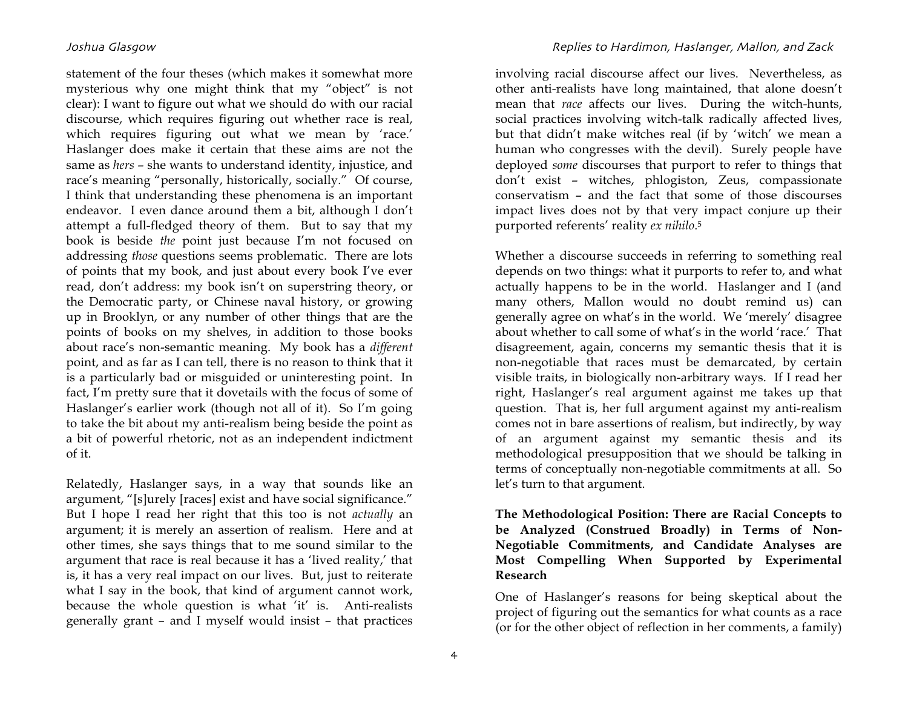statement of the four theses (which makes it somewhat more mysterious why one might think that my "object" is not clear): I want to figure out what we should do with our racial discourse, which requires figuring out whether race is real, which requires figuring out what we mean by 'race.' Haslanger does make it certain that these aims are not the same as *hers* – she wants to understand identity, injustice, and race's meaning "personally, historically, socially." Of course, I think that understanding these phenomena is an important endeavor. I even dance around them a bit, although I don't attempt a full-fledged theory of them. But to say that my book is beside *the* point just because I'm not focused on addressing *those* questions seems problematic. There are lots of points that my book, and just about every book I've ever read, don't address: my book isn't on superstring theory, or the Democratic party, or Chinese naval history, or growing up in Brooklyn, or any number of other things that are the points of books on my shelves, in addition to those books about race's non-semantic meaning. My book has a *different* point, and as far as I can tell, there is no reason to think that it is a particularly bad or misguided or uninteresting point. In fact, I'm pretty sure that it dovetails with the focus of some of Haslanger's earlier work (though not all of it). So I'm going to take the bit about my anti-realism being beside the point as a bit of powerful rhetoric, not as an independent indictment of it.

Relatedly, Haslanger says, in a way that sounds like an argument, "[s]urely [races] exist and have social significance." But I hope I read her right that this too is not *actually* an argument; it is merely an assertion of realism. Here and at other times, she says things that to me sound similar to the argument that race is real because it has a 'lived reality,' that is, it has a very real impact on our lives. But, just to reiterate what I say in the book, that kind of argument cannot work, because the whole question is what 'it' is. Anti-realists generally grant – and I myself would insist – that practices involving racial discourse affect our lives. Nevertheless, as other anti-realists have long maintained, that alone doesn't mean that *race* affects our lives. During the witch-hunts, social practices involving witch-talk radically affected lives, but that didn't make witches real (if by 'witch' we mean a human who congresses with the devil). Surely people have deployed *some* discourses that purport to refer to things that don't exist – witches, phlogiston, Zeus, compassionate conservatism – and the fact that some of those discourses impact lives does not by that very impact conjure up their purported referents' reality *ex nihilo*.[5]

Whether a discourse succeeds in referring to something real depends on two things: what it purports to refer to, and what actually happens to be in the world. Haslanger and I (and many others, Mallon would no doubt remind us) can generally agree on what's in the world. We 'merely' disagree about whether to call some of what's in the world 'race.' That disagreement, again, concerns my semantic thesis that it is non-negotiable that races must be demarcated, by certain visible traits, in biologically non-arbitrary ways. If I read her right, Haslanger's real argument against me takes up that question. That is, her full argument against my anti-realism comes not in bare assertions of realism, but indirectly, by way of an argument against my semantic thesis and its methodological presupposition that we should be talking in terms of conceptually non-negotiable commitments at all. So let's turn to that argument.

**The Methodological Position: There are Racial Concepts to be Analyzed (Construed Broadly) in Terms of Non-Negotiable Commitments, and Candidate Analyses are Most Compelling When Supported by Experimental Research**

One of Haslanger's reasons for being skeptical about the project of figuring out the semantics for what counts as a race (or for the other object of reflection in her comments, a family)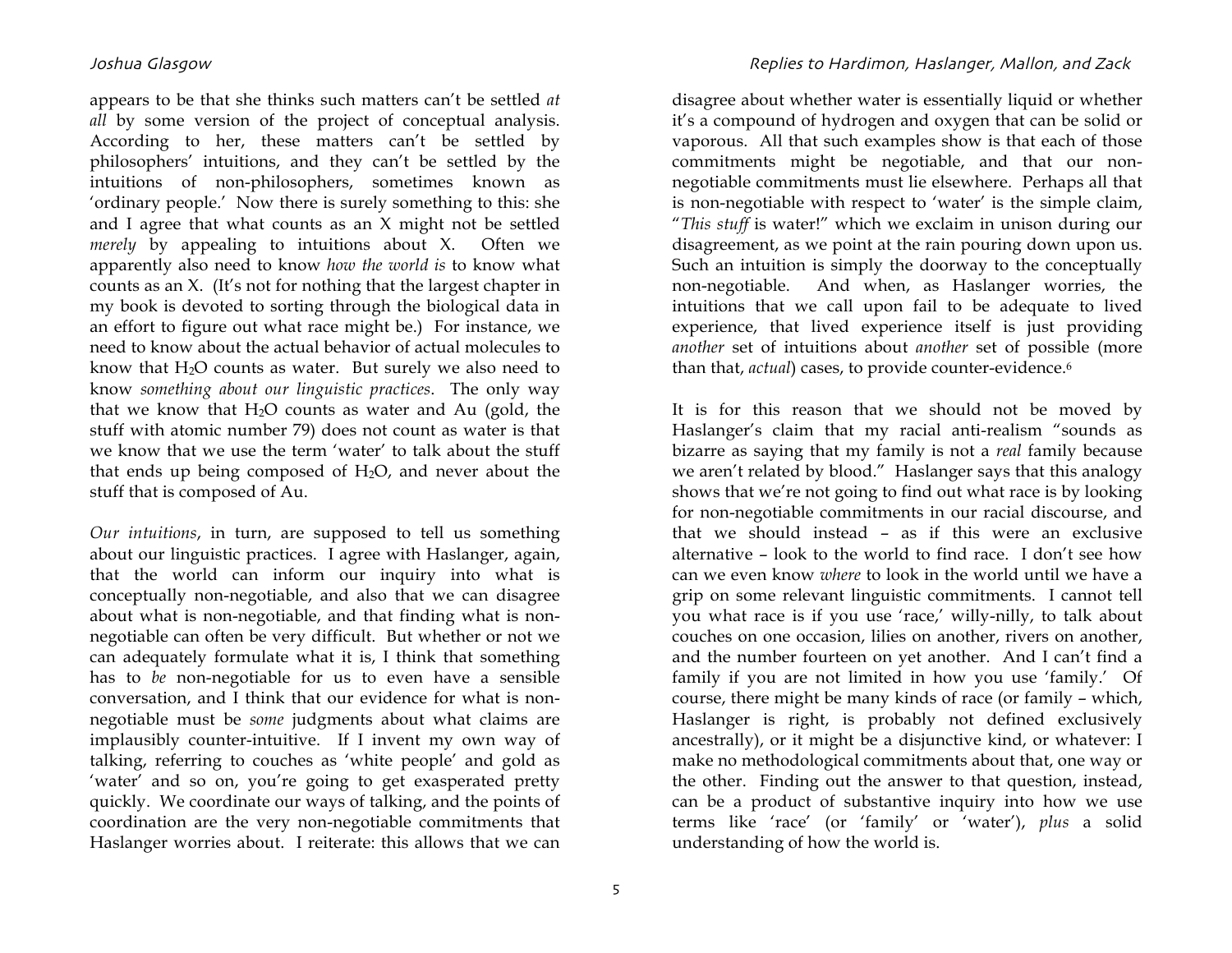appears to be that she thinks such matters can't be settled *at all* by some version of the project of conceptual analysis. According to her, these matters can't be settled by philosophers' intuitions, and they can't be settled by the intuitions of non-philosophers, sometimes known as 'ordinary people.' Now there is surely something to this: she and I agree that what counts as an X might not be settled *merely* by appealing to intuitions about X. Often we apparently also need to know *how the world is* to know what counts as an X. (It's not for nothing that the largest chapter in my book is devoted to sorting through the biological data in an effort to figure out what race might be.) For instance, we need to know about the actual behavior of actual molecules to know that $H_2O$ counts as water. But surely we also need to know *something about our linguistic practices*. The only way that we know that $H_2O$ counts as water and Au (gold, the stuff with atomic number 79) does not count as water is that we know that we use the term 'water' to talk about the stuff that ends up being composed of $H_2O$, and never about the stuff that is composed of Au.

*Our intuitions*, in turn, are supposed to tell us something about our linguistic practices. I agree with Haslanger, again, that the world can inform our inquiry into what is conceptually non-negotiable, and also that we can disagree about what is non-negotiable, and that finding what is non-negotiable can often be very difficult. But whether or not we can adequately formulate what it is, I think that something has to *be* non-negotiable for us to even have a sensible conversation, and I think that our evidence for what is non-negotiable must be *some* judgments about what claims are implausibly counter-intuitive. If I invent my own way of talking, referring to couches as 'white people' and gold as 'water' and so on, you're going to get exasperated pretty quickly. We coordinate our ways of talking, and the points of coordination are the very non-negotiable commitments that Haslanger worries about. I reiterate: this allows that we can disagree about whether water is essentially liquid or whether it's a compound of hydrogen and oxygen that can be solid or vaporous. All that such examples show is that each of those commitments might be negotiable, and that our non-negotiable commitments must lie elsewhere. Perhaps all that is non-negotiable with respect to 'water' is the simple claim, "*This stuff* is water!" which we exclaim in unison during our disagreement, as we point at the rain pouring down upon us. Such an intuition is simply the doorway to the conceptually non-negotiable. And when, as Haslanger worries, the intuitions that we call upon fail to be adequate to lived experience, that lived experience itself is just providing *another* set of intuitions about *another* set of possible (more than that, *actual*) cases, to provide counter-evidence.[6]

It is for this reason that we should not be moved by Haslanger's claim that my racial anti-realism "sounds as bizarre as saying that my family is not a *real* family because we aren't related by blood." Haslanger says that this analogy shows that we're not going to find out what race is by looking for non-negotiable commitments in our racial discourse, and that we should instead – as if this were an exclusive alternative – look to the world to find race. I don't see how can we even know *where* to look in the world until we have a grip on some relevant linguistic commitments. I cannot tell you what race is if you use 'race,' willy-nilly, to talk about couches on one occasion, lilies on another, rivers on another, and the number fourteen on yet another. And I can't find a family if you are not limited in how you use 'family.' Of course, there might be many kinds of race (or family – which, Haslanger is right, is probably not defined exclusively ancestrally), or it might be a disjunctive kind, or whatever: I make no methodological commitments about that, one way or the other. Finding out the answer to that question, instead, can be a product of substantive inquiry into how we use terms like 'race' (or 'family' or 'water'), *plus* a solid understanding of how the world is.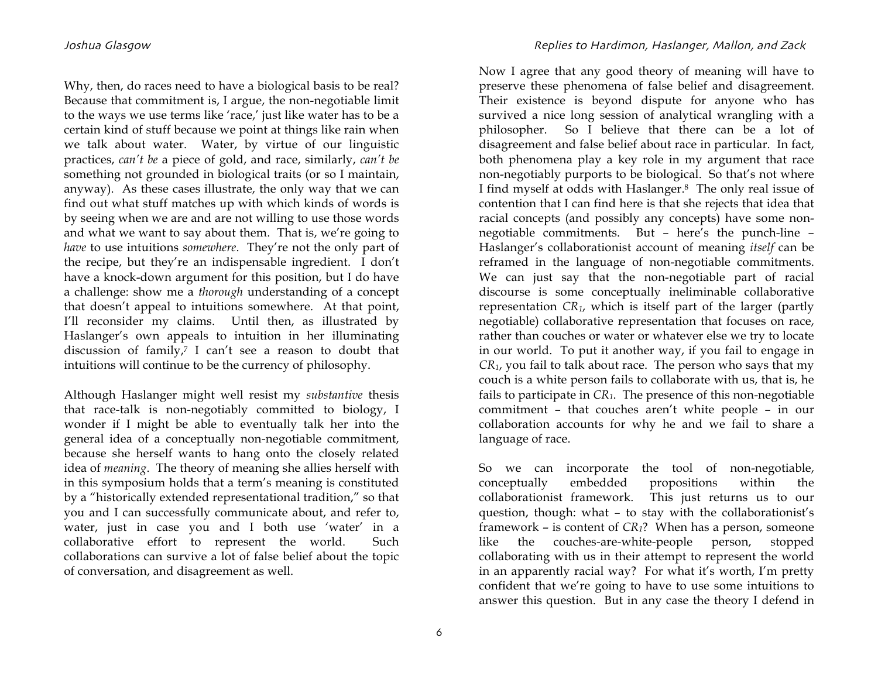Why, then, do races need to have a biological basis to be real? Because that commitment is, I argue, the non-negotiable limit to the ways we use terms like 'race,' just like water has to be a certain kind of stuff because we point at things like rain when we talk about water. Water, by virtue of our linguistic practices, *can't be* a piece of gold, and race, similarly, *can't be* something not grounded in biological traits (or so I maintain, anyway). As these cases illustrate, the only way that we can find out what stuff matches up with which kinds of words is by seeing when we are and are not willing to use those words and what we want to say about them. That is, we're going to *have* to use intuitions *somewhere*. They're not the only part of the recipe, but they're an indispensable ingredient. I don't have a knock-down argument for this position, but I do have a challenge: show me a *thorough* understanding of a concept that doesn't appeal to intuitions somewhere. At that point, I'll reconsider my claims. Until then, as illustrated by Haslanger's own appeals to intuition in her illuminating discussion of family,[7] I can't see a reason to doubt that intuitions will continue to be the currency of philosophy.

Although Haslanger might well resist my *substantive* thesis that race-talk is non-negotiably committed to biology, I wonder if I might be able to eventually talk her into the general idea of a conceptually non-negotiable commitment, because she herself wants to hang onto the closely related idea of *meaning*. The theory of meaning she allies herself with in this symposium holds that a term's meaning is constituted by a "historically extended representational tradition," so that you and I can successfully communicate about, and refer to, water, just in case you and I both use 'water' in a collaborative effort to represent the world. Such collaborations can survive a lot of false belief about the topic of conversation, and disagreement as well.

Now I agree that any good theory of meaning will have to preserve these phenomena of false belief and disagreement. Their existence is beyond dispute for anyone who has survived a nice long session of analytical wrangling with a philosopher. So I believe that there can be a lot of disagreement and false belief about race in particular. In fact, both phenomena play a key role in my argument that race non-negotiably purports to be biological. So that's not where I find myself at odds with Haslanger.[8] The only real issue of contention that I can find here is that she rejects that idea that racial concepts (and possibly any concepts) have some non-negotiable commitments. But – here's the punch-line – Haslanger's collaborationist account of meaning *itself* can be reframed in the language of non-negotiable commitments. We can just say that the non-negotiable part of racial discourse is some conceptually ineliminable collaborative representation $CR_1$, which is itself part of the larger (partly negotiable) collaborative representation that focuses on race, rather than couches or water or whatever else we try to locate in our world. To put it another way, if you fail to engage in $CR_1$, you fail to talk about race. The person who says that my couch is a white person fails to collaborate with us, that is, he fails to participate in $CR_1$. The presence of this non-negotiable commitment – that couches aren't white people – in our collaboration accounts for why he and we fail to share a language of race.

So we can incorporate the tool of non-negotiable, conceptually embedded propositions within the collaborationist framework. This just returns us to our question, though: what – to stay with the collaborationist's framework – is content of $CR_1$? When has a person, someone like the couches-are-white-people person, stopped collaborating with us in their attempt to represent the world in an apparently racial way? For what it's worth, I'm pretty confident that we're going to have to use some intuitions to answer this question. But in any case the theory I defend in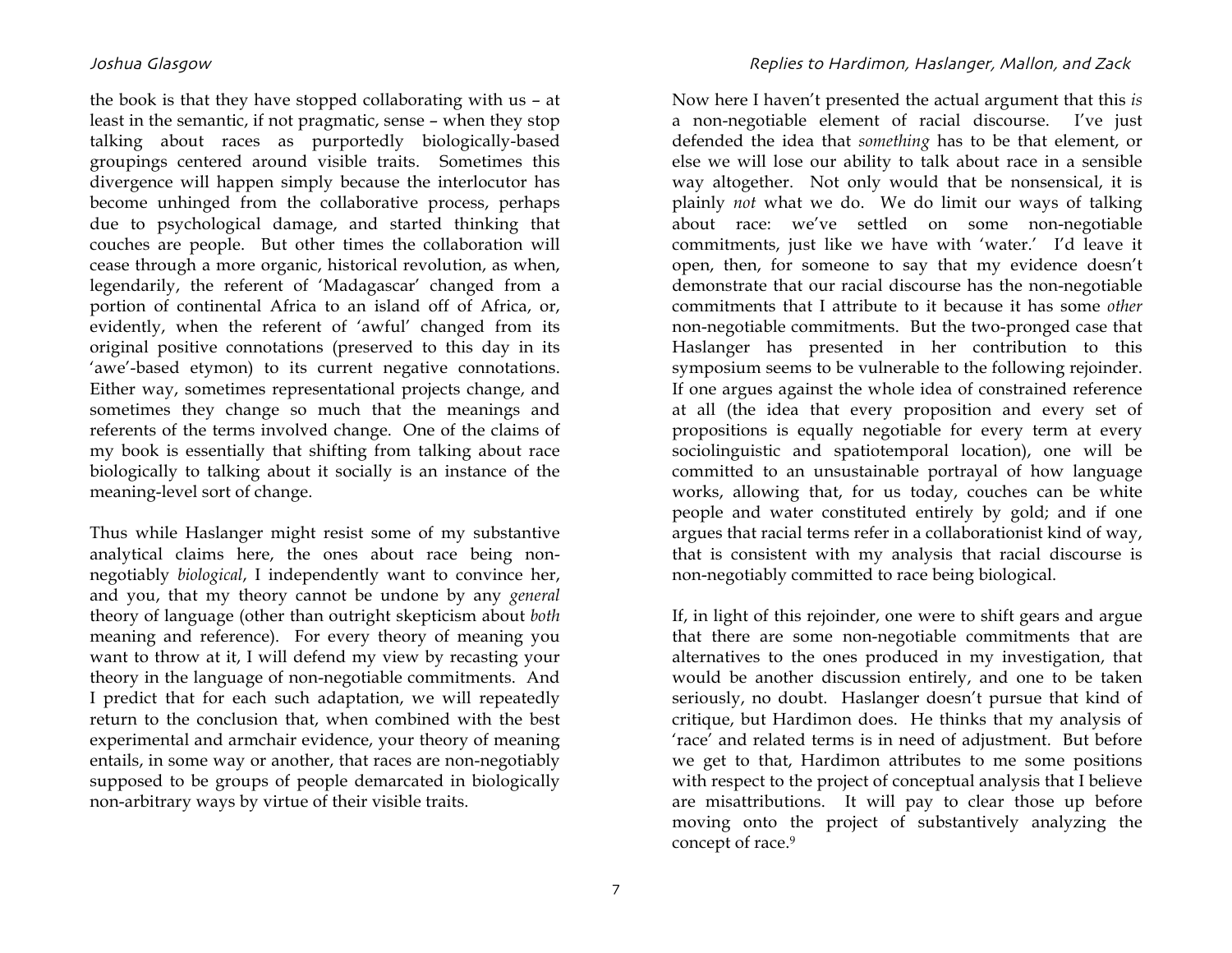the book is that they have stopped collaborating with us – at least in the semantic, if not pragmatic, sense – when they stop talking about races as purportedly biologically-based groupings centered around visible traits. Sometimes this divergence will happen simply because the interlocutor has become unhinged from the collaborative process, perhaps due to psychological damage, and started thinking that couches are people. But other times the collaboration will cease through a more organic, historical revolution, as when, legendarily, the referent of 'Madagascar' changed from a portion of continental Africa to an island off of Africa, or, evidently, when the referent of 'awful' changed from its original positive connotations (preserved to this day in its 'awe'-based etymon) to its current negative connotations. Either way, sometimes representational projects change, and sometimes they change so much that the meanings and referents of the terms involved change. One of the claims of my book is essentially that shifting from talking about race biologically to talking about it socially is an instance of the meaning-level sort of change.

Thus while Haslanger might resist some of my substantive analytical claims here, the ones about race being non-negotiably *biological*, I independently want to convince her, and you, that my theory cannot be undone by any *general* theory of language (other than outright skepticism about *both* meaning and reference). For every theory of meaning you want to throw at it, I will defend my view by recasting your theory in the language of non-negotiable commitments. And I predict that for each such adaptation, we will repeatedly return to the conclusion that, when combined with the best experimental and armchair evidence, your theory of meaning entails, in some way or another, that races are non-negotiably supposed to be groups of people demarcated in biologically non-arbitrary ways by virtue of their visible traits.

Now here I haven't presented the actual argument that this *is* a non-negotiable element of racial discourse. I've just defended the idea that *something* has to be that element, or else we will lose our ability to talk about race in a sensible way altogether. Not only would that be nonsensical, it is plainly *not* what we do. We do limit our ways of talking about race: we've settled on some non-negotiable commitments, just like we have with 'water.' I'd leave it open, then, for someone to say that my evidence doesn't demonstrate that our racial discourse has the non-negotiable commitments that I attribute to it because it has some *other* non-negotiable commitments. But the two-pronged case that Haslanger has presented in her contribution to this symposium seems to be vulnerable to the following rejoinder. If one argues against the whole idea of constrained reference at all (the idea that every proposition and every set of propositions is equally negotiable for every term at every sociolinguistic and spatiotemporal location), one will be committed to an unsustainable portrayal of how language works, allowing that, for us today, couches can be white people and water constituted entirely by gold; and if one argues that racial terms refer in a collaborationist kind of way, that is consistent with my analysis that racial discourse is non-negotiably committed to race being biological.

If, in light of this rejoinder, one were to shift gears and argue that there are some non-negotiable commitments that are alternatives to the ones produced in my investigation, that would be another discussion entirely, and one to be taken seriously, no doubt. Haslanger doesn't pursue that kind of critique, but Hardimon does. He thinks that my analysis of 'race' and related terms is in need of adjustment. But before we get to that, Hardimon attributes to me some positions with respect to the project of conceptual analysis that I believe are misattributions. It will pay to clear those up before moving onto the project of substantively analyzing the concept of race.[9]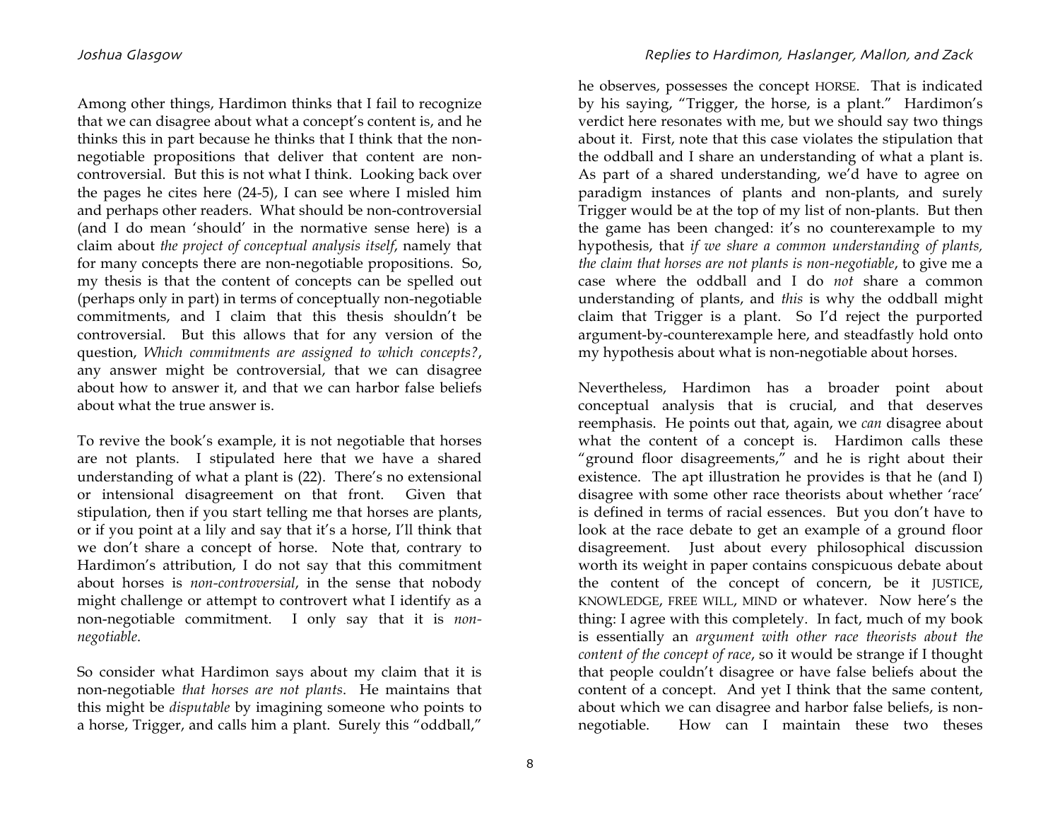Among other things, Hardimon thinks that I fail to recognize that we can disagree about what a concept's content is, and he thinks this in part because he thinks that I think that the non-negotiable propositions that deliver that content are non-controversial. But this is not what I think. Looking back over the pages he cites here (24-5), I can see where I misled him and perhaps other readers. What should be non-controversial (and I do mean 'should' in the normative sense here) is a claim about *the project of conceptual analysis itself*, namely that for many concepts there are non-negotiable propositions. So, my thesis is that the content of concepts can be spelled out (perhaps only in part) in terms of conceptually non-negotiable commitments, and I claim that this thesis shouldn't be controversial. But this allows that for any version of the question, *Which commitments are assigned to which concepts?*, any answer might be controversial, that we can disagree about how to answer it, and that we can harbor false beliefs about what the true answer is.

To revive the book's example, it is not negotiable that horses are not plants. I stipulated here that we have a shared understanding of what a plant is (22). There's no extensional or intensional disagreement on that front. Given that stipulation, then if you start telling me that horses are plants, or if you point at a lily and say that it's a horse, I'll think that we don't share a concept of horse. Note that, contrary to Hardimon's attribution, I do not say that this commitment about horses is *non-controversial*, in the sense that nobody might challenge or attempt to controvert what I identify as a non-negotiable commitment. I only say that it is *non-negotiable*.

So consider what Hardimon says about my claim that it is non-negotiable *that horses are not plants*. He maintains that this might be *disputable* by imagining someone who points to a horse, Trigger, and calls him a plant. Surely this "oddball," he observes, possesses the concept HORSE. That is indicated by his saying, "Trigger, the horse, is a plant." Hardimon's verdict here resonates with me, but we should say two things about it. First, note that this case violates the stipulation that the oddball and I share an understanding of what a plant is. As part of a shared understanding, we'd have to agree on paradigm instances of plants and non-plants, and surely Trigger would be at the top of my list of non-plants. But then the game has been changed: it's no counterexample to my hypothesis, that *if we share a common understanding of plants, the claim that horses are not plants is non-negotiable*, to give me a case where the oddball and I do *not* share a common understanding of plants, and *this* is why the oddball might claim that Trigger is a plant. So I'd reject the purported argument-by-counterexample here, and steadfastly hold onto my hypothesis about what is non-negotiable about horses.

Nevertheless, Hardimon has a broader point about conceptual analysis that is crucial, and that deserves reemphasis. He points out that, again, we *can* disagree about what the content of a concept is. Hardimon calls these "ground floor disagreements," and he is right about their existence. The apt illustration he provides is that he (and I) disagree with some other race theorists about whether 'race' is defined in terms of racial essences. But you don't have to look at the race debate to get an example of a ground floor disagreement. Just about every philosophical discussion worth its weight in paper contains conspicuous debate about the content of the concept of concern, be it JUSTICE, KNOWLEDGE, FREE WILL, MIND or whatever. Now here's the thing: I agree with this completely. In fact, much of my book is essentially an *argument with other race theorists about the content of the concept of race*, so it would be strange if I thought that people couldn't disagree or have false beliefs about the content of a concept. And yet I think that the same content, about which we can disagree and harbor false beliefs, is non-negotiable. How can I maintain these two theses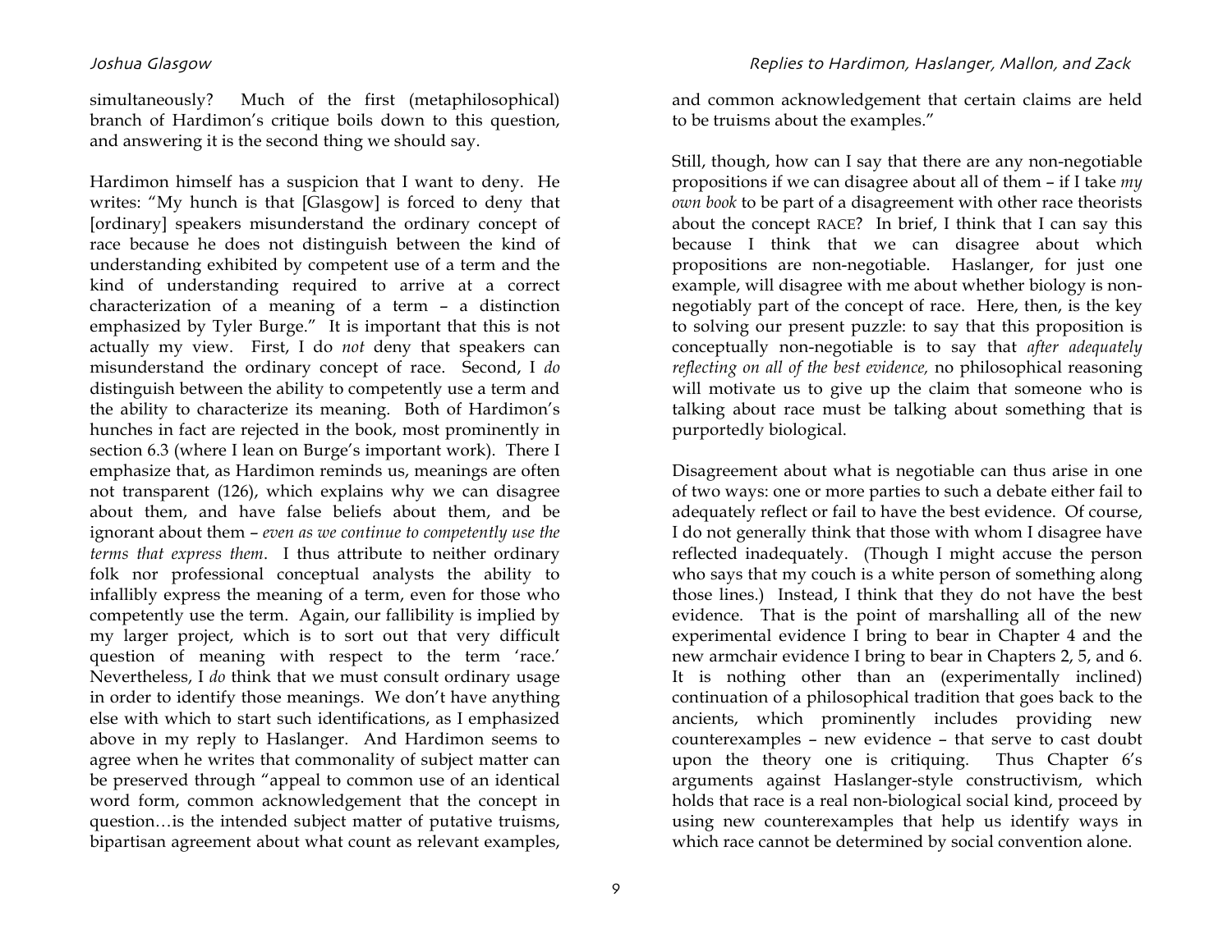simultaneously? Much of the first (metaphilosophical) branch of Hardimon's critique boils down to this question, and answering it is the second thing we should say.

Hardimon himself has a suspicion that I want to deny. He writes: "My hunch is that [Glasgow] is forced to deny that [ordinary] speakers misunderstand the ordinary concept of race because he does not distinguish between the kind of understanding exhibited by competent use of a term and the kind of understanding required to arrive at a correct characterization of a meaning of a term – a distinction emphasized by Tyler Burge." It is important that this is not actually my view. First, I do *not* deny that speakers can misunderstand the ordinary concept of race. Second, I *do* distinguish between the ability to competently use a term and the ability to characterize its meaning. Both of Hardimon's hunches in fact are rejected in the book, most prominently in section 6.3 (where I lean on Burge's important work). There I emphasize that, as Hardimon reminds us, meanings are often not transparent (126), which explains why we can disagree about them, and have false beliefs about them, and be ignorant about them – *even as we continue to competently use the terms that express them*. I thus attribute to neither ordinary folk nor professional conceptual analysts the ability to infallibly express the meaning of a term, even for those who competently use the term. Again, our fallibility is implied by my larger project, which is to sort out that very difficult question of meaning with respect to the term 'race.' Nevertheless, I *do* think that we must consult ordinary usage in order to identify those meanings. We don't have anything else with which to start such identifications, as I emphasized above in my reply to Haslanger. And Hardimon seems to agree when he writes that commonality of subject matter can be preserved through "appeal to common use of an identical word form, common acknowledgement that the concept in question…is the intended subject matter of putative truisms, bipartisan agreement about what count as relevant examples, and common acknowledgement that certain claims are held to be truisms about the examples."

Still, though, how can I say that there are any non-negotiable propositions if we can disagree about all of them – if I take *my own book* to be part of a disagreement with other race theorists about the concept RACE? In brief, I think that I can say this because I think that we can disagree about which propositions are non-negotiable. Haslanger, for just one example, will disagree with me about whether biology is non-negotiably part of the concept of race. Here, then, is the key to solving our present puzzle: to say that this proposition is conceptually non-negotiable is to say that *after adequately reflecting on all of the best evidence,* no philosophical reasoning will motivate us to give up the claim that someone who is talking about race must be talking about something that is purportedly biological.

Disagreement about what is negotiable can thus arise in one of two ways: one or more parties to such a debate either fail to adequately reflect or fail to have the best evidence. Of course, I do not generally think that those with whom I disagree have reflected inadequately. (Though I might accuse the person who says that my couch is a white person of something along those lines.) Instead, I think that they do not have the best evidence. That is the point of marshalling all of the new experimental evidence I bring to bear in Chapter 4 and the new armchair evidence I bring to bear in Chapters 2, 5, and 6. It is nothing other than an (experimentally inclined) continuation of a philosophical tradition that goes back to the ancients, which prominently includes providing new counterexamples – new evidence – that serve to cast doubt upon the theory one is critiquing. Thus Chapter 6's arguments against Haslanger-style constructivism, which holds that race is a real non-biological social kind, proceed by using new counterexamples that help us identify ways in which race cannot be determined by social convention alone.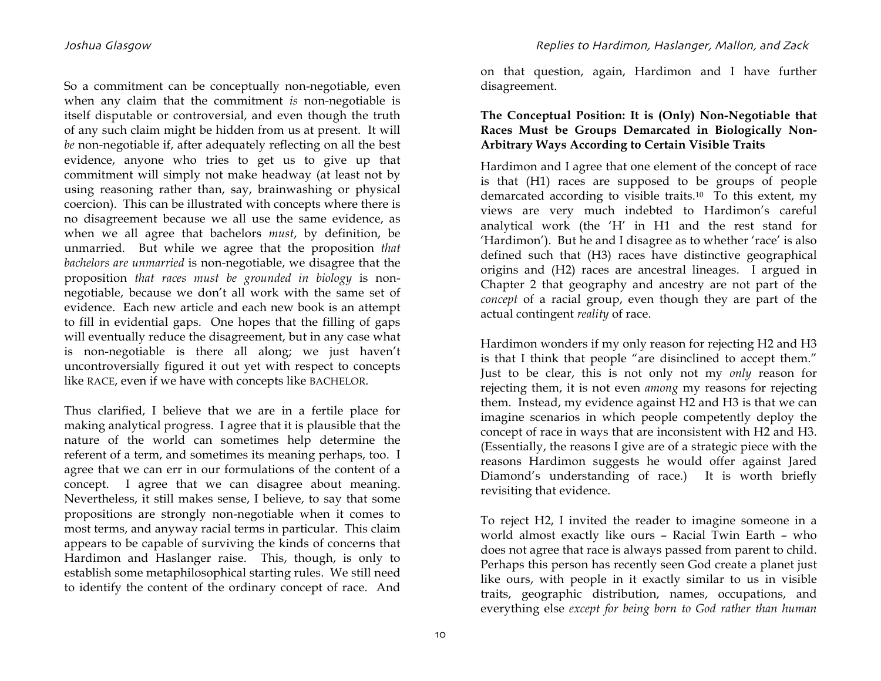So a commitment can be conceptually non-negotiable, even when any claim that the commitment *is* non-negotiable is itself disputable or controversial, and even though the truth of any such claim might be hidden from us at present. It will *be* non-negotiable if, after adequately reflecting on all the best evidence, anyone who tries to get us to give up that commitment will simply not make headway (at least not by using reasoning rather than, say, brainwashing or physical coercion). This can be illustrated with concepts where there is no disagreement because we all use the same evidence, as when we all agree that bachelors *must*, by definition, be unmarried. But while we agree that the proposition *that bachelors are unmarried* is non-negotiable, we disagree that the proposition *that races must be grounded in biology* is non-negotiable, because we don't all work with the same set of evidence. Each new article and each new book is an attempt to fill in evidential gaps. One hopes that the filling of gaps will eventually reduce the disagreement, but in any case what is non-negotiable is there all along; we just haven't uncontroversially figured it out yet with respect to concepts like RACE, even if we have with concepts like BACHELOR.

Thus clarified, I believe that we are in a fertile place for making analytical progress. I agree that it is plausible that the nature of the world can sometimes help determine the referent of a term, and sometimes its meaning perhaps, too. I agree that we can err in our formulations of the content of a concept. I agree that we can disagree about meaning. Nevertheless, it still makes sense, I believe, to say that some propositions are strongly non-negotiable when it comes to most terms, and anyway racial terms in particular. This claim appears to be capable of surviving the kinds of concerns that Hardimon and Haslanger raise. This, though, is only to establish some metaphilosophical starting rules. We still need to identify the content of the ordinary concept of race. And on that question, again, Hardimon and I have further disagreement.

**The Conceptual Position: It is (Only) Non-Negotiable that Races Must be Groups Demarcated in Biologically Non-Arbitrary Ways According to Certain Visible Traits**

Hardimon and I agree that one element of the concept of race is that (H1) races are supposed to be groups of people demarcated according to visible traits.[10] To this extent, my views are very much indebted to Hardimon's careful analytical work (the 'H' in H1 and the rest stand for 'Hardimon'). But he and I disagree as to whether 'race' is also defined such that (H3) races have distinctive geographical origins and (H2) races are ancestral lineages. I argued in Chapter 2 that geography and ancestry are not part of the *concept* of a racial group, even though they are part of the actual contingent *reality* of race.

Hardimon wonders if my only reason for rejecting H2 and H3 is that I think that people "are disinclined to accept them." Just to be clear, this is not only not my *only* reason for rejecting them, it is not even *among* my reasons for rejecting them. Instead, my evidence against H2 and H3 is that we can imagine scenarios in which people competently deploy the concept of race in ways that are inconsistent with H2 and H3. (Essentially, the reasons I give are of a strategic piece with the reasons Hardimon suggests he would offer against Jared Diamond's understanding of race.) It is worth briefly revisiting that evidence.

To reject H2, I invited the reader to imagine someone in a world almost exactly like ours – Racial Twin Earth – who does not agree that race is always passed from parent to child. Perhaps this person has recently seen God create a planet just like ours, with people in it exactly similar to us in visible traits, geographic distribution, names, occupations, and everything else *except for being born to God rather than human*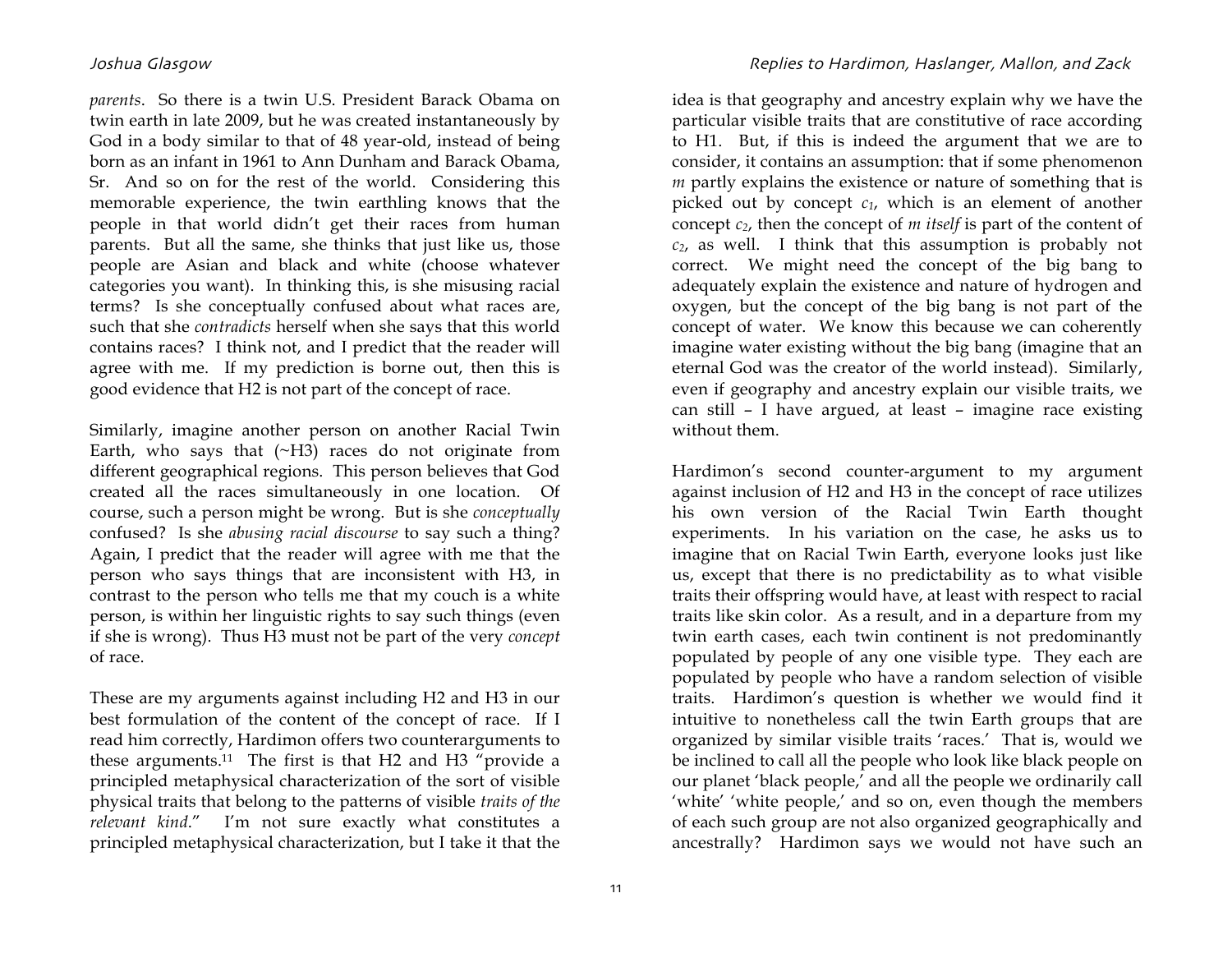*parents*. So there is a twin U.S. President Barack Obama on twin earth in late 2009, but he was created instantaneously by God in a body similar to that of 48 year-old, instead of being born as an infant in 1961 to Ann Dunham and Barack Obama, Sr. And so on for the rest of the world. Considering this memorable experience, the twin earthling knows that the people in that world didn't get their races from human parents. But all the same, she thinks that just like us, those people are Asian and black and white (choose whatever categories you want). In thinking this, is she misusing racial terms? Is she conceptually confused about what races are, such that she *contradicts* herself when she says that this world contains races? I think not, and I predict that the reader will agree with me. If my prediction is borne out, then this is good evidence that H2 is not part of the concept of race.

Similarly, imagine another person on another Racial Twin Earth, who says that (~H3) races do not originate from different geographical regions. This person believes that God created all the races simultaneously in one location. Of course, such a person might be wrong. But is she *conceptually* confused? Is she *abusing racial discourse* to say such a thing? Again, I predict that the reader will agree with me that the person who says things that are inconsistent with H3, in contrast to the person who tells me that my couch is a white person, is within her linguistic rights to say such things (even if she is wrong). Thus H3 must not be part of the very *concept* of race.

These are my arguments against including H2 and H3 in our best formulation of the content of the concept of race. If I read him correctly, Hardimon offers two counterarguments to these arguments.[11] The first is that H2 and H3 "provide a principled metaphysical characterization of the sort of visible physical traits that belong to the patterns of visible *traits of the relevant kind*." I'm not sure exactly what constitutes a principled metaphysical characterization, but I take it that the idea is that geography and ancestry explain why we have the particular visible traits that are constitutive of race according to H1. But, if this is indeed the argument that we are to consider, it contains an assumption: that if some phenomenon *m* partly explains the existence or nature of something that is picked out by concept $c_1$, which is an element of another concept $c_2$, then the concept of *m itself* is part of the content of $c_2$, as well. I think that this assumption is probably not correct. We might need the concept of the big bang to adequately explain the existence and nature of hydrogen and oxygen, but the concept of the big bang is not part of the concept of water. We know this because we can coherently imagine water existing without the big bang (imagine that an eternal God was the creator of the world instead). Similarly, even if geography and ancestry explain our visible traits, we can still – I have argued, at least – imagine race existing without them.

Hardimon's second counter-argument to my argument against inclusion of H2 and H3 in the concept of race utilizes his own version of the Racial Twin Earth thought experiments. In his variation on the case, he asks us to imagine that on Racial Twin Earth, everyone looks just like us, except that there is no predictability as to what visible traits their offspring would have, at least with respect to racial traits like skin color. As a result, and in a departure from my twin earth cases, each twin continent is not predominantly populated by people of any one visible type. They each are populated by people who have a random selection of visible traits. Hardimon's question is whether we would find it intuitive to nonetheless call the twin Earth groups that are organized by similar visible traits 'races.' That is, would we be inclined to call all the people who look like black people on our planet 'black people,' and all the people we ordinarily call 'white' 'white people,' and so on, even though the members of each such group are not also organized geographically and ancestrally? Hardimon says we would not have such an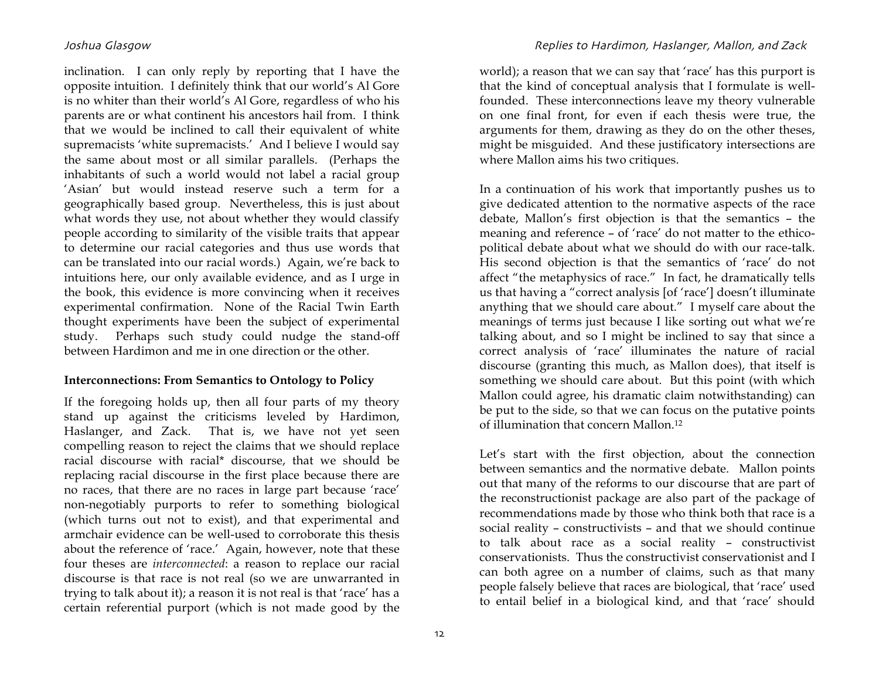inclination. I can only reply by reporting that I have the opposite intuition. I definitely think that our world's Al Gore is no whiter than their world's Al Gore, regardless of who his parents are or what continent his ancestors hail from. I think that we would be inclined to call their equivalent of white supremacists 'white supremacists.' And I believe I would say the same about most or all similar parallels. (Perhaps the inhabitants of such a world would not label a racial group 'Asian' but would instead reserve such a term for a geographically based group. Nevertheless, this is just about what words they use, not about whether they would classify people according to similarity of the visible traits that appear to determine our racial categories and thus use words that can be translated into our racial words.) Again, we're back to intuitions here, our only available evidence, and as I urge in the book, this evidence is more convincing when it receives experimental confirmation. None of the Racial Twin Earth thought experiments have been the subject of experimental study. Perhaps such study could nudge the stand-off between Hardimon and me in one direction or the other.

**Interconnections: From Semantics to Ontology to Policy**

If the foregoing holds up, then all four parts of my theory stand up against the criticisms leveled by Hardimon, Haslanger, and Zack. That is, we have not yet seen compelling reason to reject the claims that we should replace racial discourse with racial* discourse, that we should be replacing racial discourse in the first place because there are no races, that there are no races in large part because 'race' non-negotiably purports to refer to something biological (which turns out not to exist), and that experimental and armchair evidence can be well-used to corroborate this thesis about the reference of 'race.' Again, however, note that these four theses are *interconnected*: a reason to replace our racial discourse is that race is not real (so we are unwarranted in trying to talk about it); a reason it is not real is that 'race' has a certain referential purport (which is not made good by the world); a reason that we can say that 'race' has this purport is that the kind of conceptual analysis that I formulate is well-founded. These interconnections leave my theory vulnerable on one final front, for even if each thesis were true, the arguments for them, drawing as they do on the other theses, might be misguided. And these justificatory intersections are where Mallon aims his two critiques.

In a continuation of his work that importantly pushes us to give dedicated attention to the normative aspects of the race debate, Mallon's first objection is that the semantics – the meaning and reference – of 'race' do not matter to the ethico-political debate about what we should do with our race-talk. His second objection is that the semantics of 'race' do not affect "the metaphysics of race." In fact, he dramatically tells us that having a "correct analysis [of 'race'] doesn't illuminate anything that we should care about." I myself care about the meanings of terms just because I like sorting out what we're talking about, and so I might be inclined to say that since a correct analysis of 'race' illuminates the nature of racial discourse (granting this much, as Mallon does), that itself is something we should care about. But this point (with which Mallon could agree, his dramatic claim notwithstanding) can be put to the side, so that we can focus on the putative points of illumination that concern Mallon.[12]

Let's start with the first objection, about the connection between semantics and the normative debate. Mallon points out that many of the reforms to our discourse that are part of the reconstructionist package are also part of the package of recommendations made by those who think both that race is a social reality – constructivists – and that we should continue to talk about race as a social reality – constructivist conservationists. Thus the constructivist conservationist and I can both agree on a number of claims, such as that many people falsely believe that races are biological, that 'race' used to entail belief in a biological kind, and that 'race' should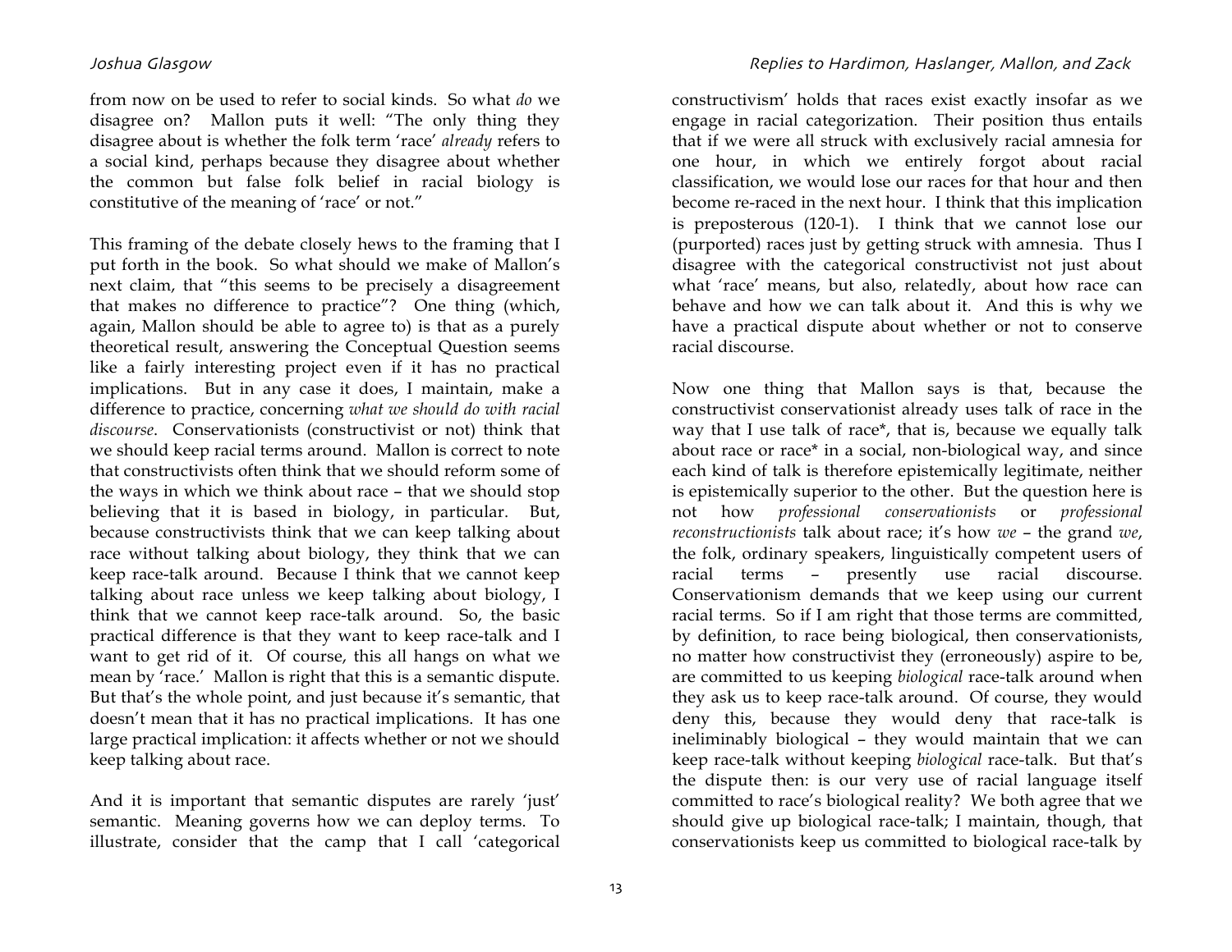from now on be used to refer to social kinds. So what *do* we disagree on? Mallon puts it well: "The only thing they disagree about is whether the folk term 'race' *already* refers to a social kind, perhaps because they disagree about whether the common but false folk belief in racial biology is constitutive of the meaning of 'race' or not."

This framing of the debate closely hews to the framing that I put forth in the book. So what should we make of Mallon's next claim, that "this seems to be precisely a disagreement that makes no difference to practice"? One thing (which, again, Mallon should be able to agree to) is that as a purely theoretical result, answering the Conceptual Question seems like a fairly interesting project even if it has no practical implications. But in any case it does, I maintain, make a difference to practice, concerning *what we should do with racial discourse*. Conservationists (constructivist or not) think that we should keep racial terms around. Mallon is correct to note that constructivists often think that we should reform some of the ways in which we think about race – that we should stop believing that it is based in biology, in particular. But, because constructivists think that we can keep talking about race without talking about biology, they think that we can keep race-talk around. Because I think that we cannot keep talking about race unless we keep talking about biology, I think that we cannot keep race-talk around. So, the basic practical difference is that they want to keep race-talk and I want to get rid of it. Of course, this all hangs on what we mean by 'race.' Mallon is right that this is a semantic dispute. But that's the whole point, and just because it's semantic, that doesn't mean that it has no practical implications. It has one large practical implication: it affects whether or not we should keep talking about race.

And it is important that semantic disputes are rarely 'just' semantic. Meaning governs how we can deploy terms. To illustrate, consider that the camp that I call 'categorical constructivism' holds that races exist exactly insofar as we engage in racial categorization. Their position thus entails that if we were all struck with exclusively racial amnesia for one hour, in which we entirely forgot about racial classification, we would lose our races for that hour and then become re-raced in the next hour. I think that this implication is preposterous (120-1). I think that we cannot lose our (purported) races just by getting struck with amnesia. Thus I disagree with the categorical constructivist not just about what 'race' means, but also, relatedly, about how race can behave and how we can talk about it. And this is why we have a practical dispute about whether or not to conserve racial discourse.

Now one thing that Mallon says is that, because the constructivist conservationist already uses talk of race in the way that I use talk of race*, that is, because we equally talk about race or race* in a social, non-biological way, and since each kind of talk is therefore epistemically legitimate, neither is epistemically superior to the other. But the question here is not how *professional conservationists* or *professional reconstructionists* talk about race; it's how *we* – the grand *we*, the folk, ordinary speakers, linguistically competent users of racial terms – presently use racial discourse. Conservationism demands that we keep using our current racial terms. So if I am right that those terms are committed, by definition, to race being biological, then conservationists, no matter how constructivist they (erroneously) aspire to be, are committed to us keeping *biological* race-talk around when they ask us to keep race-talk around. Of course, they would deny this, because they would deny that race-talk is ineliminably biological – they would maintain that we can keep race-talk without keeping *biological* race-talk. But that's the dispute then: is our very use of racial language itself committed to race's biological reality? We both agree that we should give up biological race-talk; I maintain, though, that conservationists keep us committed to biological race-talk by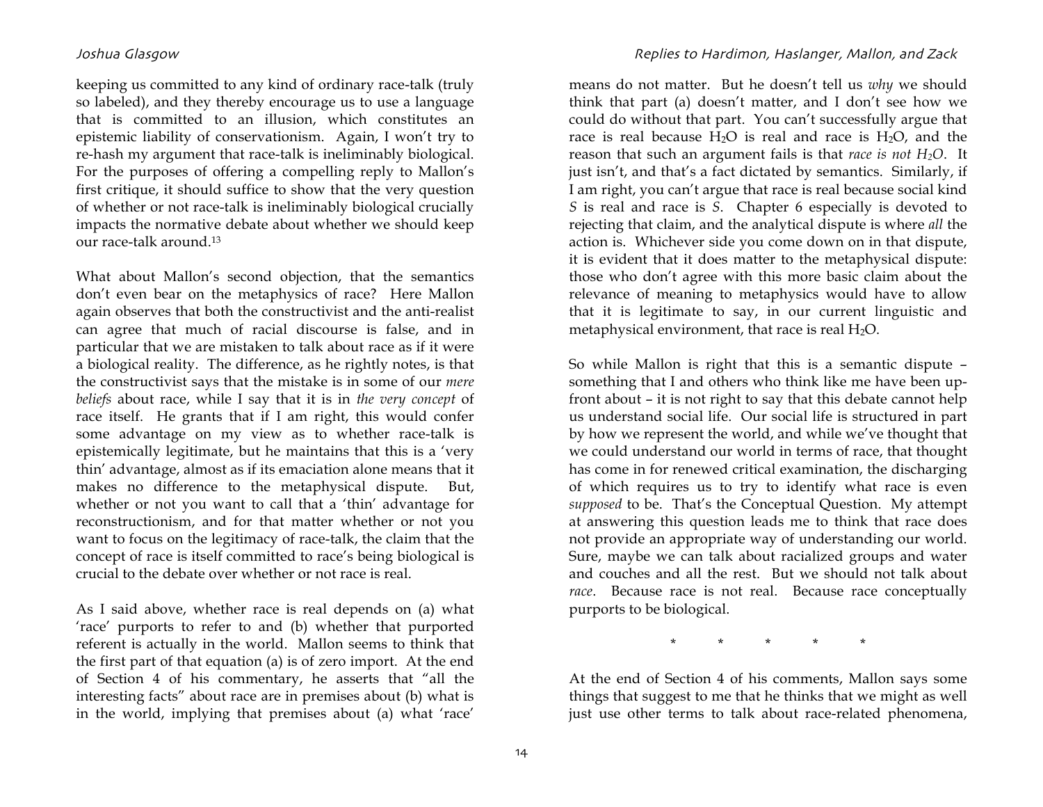keeping us committed to any kind of ordinary race-talk (truly so labeled), and they thereby encourage us to use a language that is committed to an illusion, which constitutes an epistemic liability of conservationism. Again, I won't try to re-hash my argument that race-talk is ineliminably biological. For the purposes of offering a compelling reply to Mallon's first critique, it should suffice to show that the very question of whether or not race-talk is ineliminably biological crucially impacts the normative debate about whether we should keep our race-talk around.[13]

What about Mallon's second objection, that the semantics don't even bear on the metaphysics of race? Here Mallon again observes that both the constructivist and the anti-realist can agree that much of racial discourse is false, and in particular that we are mistaken to talk about race as if it were a biological reality. The difference, as he rightly notes, is that the constructivist says that the mistake is in some of our *mere beliefs* about race, while I say that it is in *the very concept* of race itself. He grants that if I am right, this would confer some advantage on my view as to whether race-talk is epistemically legitimate, but he maintains that this is a 'very thin' advantage, almost as if its emaciation alone means that it makes no difference to the metaphysical dispute. But, whether or not you want to call that a 'thin' advantage for reconstructionism, and for that matter whether or not you want to focus on the legitimacy of race-talk, the claim that the concept of race is itself committed to race's being biological is crucial to the debate over whether or not race is real.

As I said above, whether race is real depends on (a) what 'race' purports to refer to and (b) whether that purported referent is actually in the world. Mallon seems to think that the first part of that equation (a) is of zero import. At the end of Section 4 of his commentary, he asserts that "all the interesting facts" about race are in premises about (b) what is in the world, implying that premises about (a) what 'race' means do not matter. But he doesn't tell us *why* we should think that part (a) doesn't matter, and I don't see how we could do without that part. You can't successfully argue that race is real because $H_2O$ is real and race is $H_2O$, and the reason that such an argument fails is that *race is not $H_2O$*. It just isn't, and that's a fact dictated by semantics. Similarly, if I am right, you can't argue that race is real because social kind *S* is real and race is *S*. Chapter 6 especially is devoted to rejecting that claim, and the analytical dispute is where *all* the action is. Whichever side you come down on in that dispute, it is evident that it does matter to the metaphysical dispute: those who don't agree with this more basic claim about the relevance of meaning to metaphysics would have to allow that it is legitimate to say, in our current linguistic and metaphysical environment, that race is real $H_2O$.

So while Mallon is right that this is a semantic dispute – something that I and others who think like me have been up-front about – it is not right to say that this debate cannot help us understand social life. Our social life is structured in part by how we represent the world, and while we've thought that we could understand our world in terms of race, that thought has come in for renewed critical examination, the discharging of which requires us to try to identify what race is even *supposed* to be. That's the Conceptual Question. My attempt at answering this question leads me to think that race does not provide an appropriate way of understanding our world. Sure, maybe we can talk about racialized groups and water and couches and all the rest. But we should not talk about *race*. Because race is not real. Because race conceptually purports to be biological.

\* \* \* \* \*

At the end of Section 4 of his comments, Mallon says some things that suggest to me that he thinks that we might as well just use other terms to talk about race-related phenomena,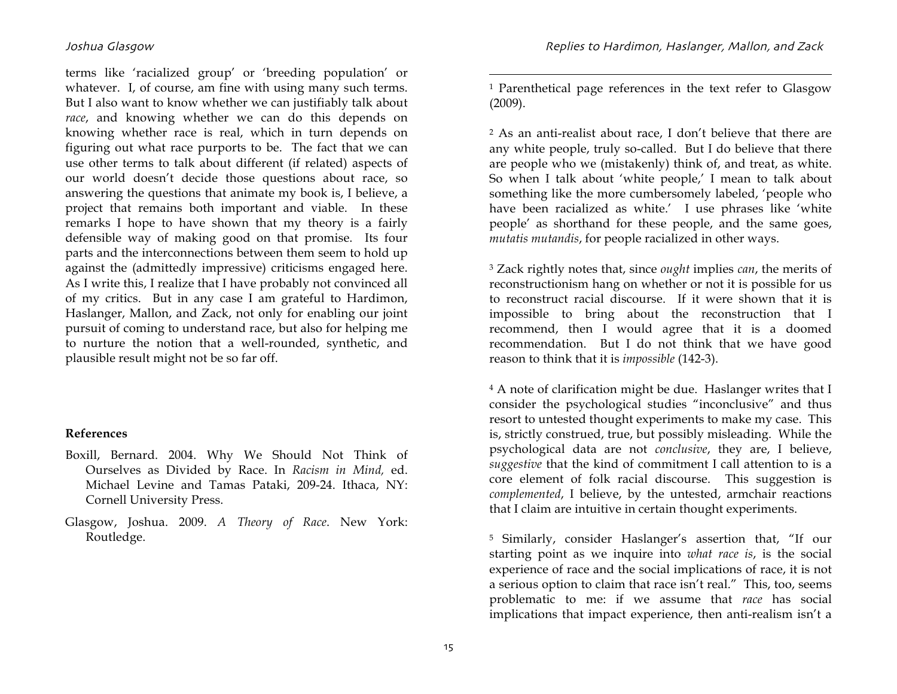terms like 'racialized group' or 'breeding population' or whatever. I, of course, am fine with using many such terms. But I also want to know whether we can justifiably talk about *race*, and knowing whether we can do this depends on knowing whether race is real, which in turn depends on figuring out what race purports to be. The fact that we can use other terms to talk about different (if related) aspects of our world doesn't decide those questions about race, so answering the questions that animate my book is, I believe, a project that remains both important and viable. In these remarks I hope to have shown that my theory is a fairly defensible way of making good on that promise. Its four parts and the interconnections between them seem to hold up against the (admittedly impressive) criticisms engaged here. As I write this, I realize that I have probably not convinced all of my critics. But in any case I am grateful to Hardimon, Haslanger, Mallon, and Zack, not only for enabling our joint pursuit of coming to understand race, but also for helping me to nurture the notion that a well-rounded, synthetic, and plausible result might not be so far off.

**References**

Boxill, Bernard. 2004. Why We Should Not Think of Ourselves as Divided by Race. In *Racism in Mind,* ed. Michael Levine and Tamas Pataki, 209-24. Ithaca, NY: Cornell University Press.

Glasgow, Joshua. 2009. *A Theory of Race*. New York: Routledge.

---

[1] Parenthetical page references in the text refer to Glasgow (2009).

[2] As an anti-realist about race, I don't believe that there are any white people, truly so-called. But I do believe that there are people who we (mistakenly) think of, and treat, as white. So when I talk about 'white people,' I mean to talk about something like the more cumbersomely labeled, 'people who have been racialized as white.' I use phrases like 'white people' as shorthand for these people, and the same goes, *mutatis mutandis*, for people racialized in other ways.

[3] Zack rightly notes that, since *ought* implies *can*, the merits of reconstructionism hang on whether or not it is possible for us to reconstruct racial discourse. If it were shown that it is impossible to bring about the reconstruction that I recommend, then I would agree that it is a doomed recommendation. But I do not think that we have good reason to think that it is *impossible* (142-3).

[4] A note of clarification might be due. Haslanger writes that I consider the psychological studies "inconclusive" and thus resort to untested thought experiments to make my case. This is, strictly construed, true, but possibly misleading. While the psychological data are not *conclusive*, they are, I believe, *suggestive* that the kind of commitment I call attention to is a core element of folk racial discourse. This suggestion is *complemented*, I believe, by the untested, armchair reactions that I claim are intuitive in certain thought experiments.

[5] Similarly, consider Haslanger's assertion that, "If our starting point as we inquire into *what race is*, is the social experience of race and the social implications of race, it is not a serious option to claim that race isn't real." This, too, seems problematic to me: if we assume that *race* has social implications that impact experience, then anti-realism isn't a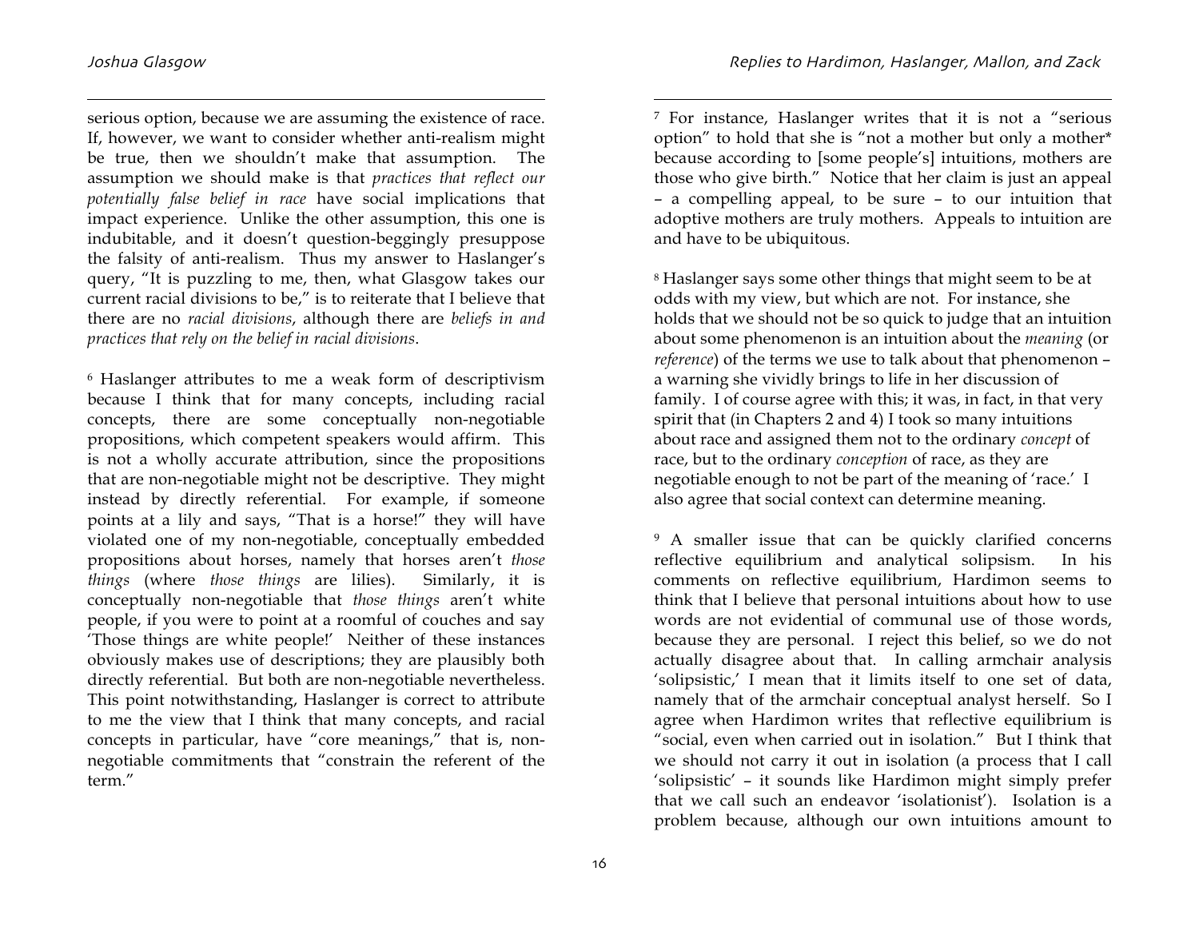serious option, because we are assuming the existence of race. If, however, we want to consider whether anti-realism might be true, then we shouldn't make that assumption. The assumption we should make is that *practices that reflect our potentially false belief in race* have social implications that impact experience. Unlike the other assumption, this one is indubitable, and it doesn't question-beggingly presuppose the falsity of anti-realism. Thus my answer to Haslanger's query, "It is puzzling to me, then, what Glasgow takes our current racial divisions to be," is to reiterate that I believe that there are no *racial divisions*, although there are *beliefs in and practices that rely on the belief in racial divisions*.

[6] Haslanger attributes to me a weak form of descriptivism because I think that for many concepts, including racial concepts, there are some conceptually non-negotiable propositions, which competent speakers would affirm. This is not a wholly accurate attribution, since the propositions that are non-negotiable might not be descriptive. They might instead by directly referential. For example, if someone points at a lily and says, "That is a horse!" they will have violated one of my non-negotiable, conceptually embedded propositions about horses, namely that horses aren't *those things* (where *those things* are lilies). Similarly, it is conceptually non-negotiable that *those things* aren't white people, if you were to point at a roomful of couches and say 'Those things are white people!' Neither of these instances obviously makes use of descriptions; they are plausibly both directly referential. But both are non-negotiable nevertheless. This point notwithstanding, Haslanger is correct to attribute to me the view that I think that many concepts, and racial concepts in particular, have "core meanings," that is, non-negotiable commitments that "constrain the referent of the term."

[7] For instance, Haslanger writes that it is not a "serious option" to hold that she is "not a mother but only a mother* because according to [some people's] intuitions, mothers are those who give birth." Notice that her claim is just an appeal – a compelling appeal, to be sure – to our intuition that adoptive mothers are truly mothers. Appeals to intuition are and have to be ubiquitous.

[8] Haslanger says some other things that might seem to be at odds with my view, but which are not. For instance, she holds that we should not be so quick to judge that an intuition about some phenomenon is an intuition about the *meaning* (or *reference*) of the terms we use to talk about that phenomenon – a warning she vividly brings to life in her discussion of family. I of course agree with this; it was, in fact, in that very spirit that (in Chapters 2 and 4) I took so many intuitions about race and assigned them not to the ordinary *concept* of race, but to the ordinary *conception* of race, as they are negotiable enough to not be part of the meaning of 'race.' I also agree that social context can determine meaning.

[9] A smaller issue that can be quickly clarified concerns reflective equilibrium and analytical solipsism. In his comments on reflective equilibrium, Hardimon seems to think that I believe that personal intuitions about how to use words are not evidential of communal use of those words, because they are personal. I reject this belief, so we do not actually disagree about that. In calling armchair analysis 'solipsistic,' I mean that it limits itself to one set of data, namely that of the armchair conceptual analyst herself. So I agree when Hardimon writes that reflective equilibrium is "social, even when carried out in isolation." But I think that we should not carry it out in isolation (a process that I call 'solipsistic' – it sounds like Hardimon might simply prefer that we call such an endeavor 'isolationist'). Isolation is a problem because, although our own intuitions amount to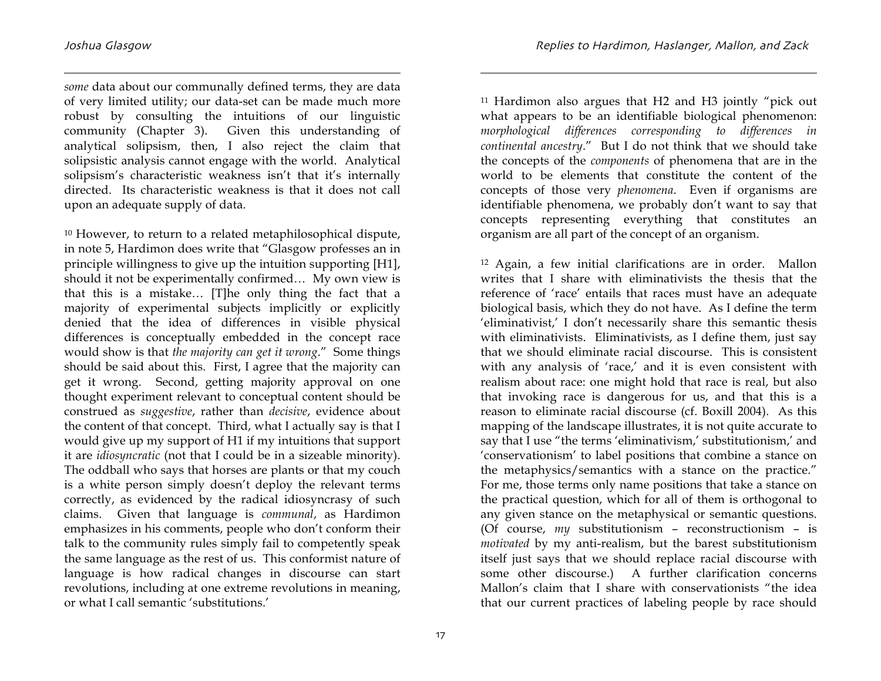*some* data about our communally defined terms, they are data of very limited utility; our data-set can be made much more robust by consulting the intuitions of our linguistic community (Chapter 3). Given this understanding of analytical solipsism, then, I also reject the claim that solipsistic analysis cannot engage with the world. Analytical solipsism's characteristic weakness isn't that it's internally directed. Its characteristic weakness is that it does not call upon an adequate supply of data.

[10] However, to return to a related metaphilosophical dispute, in note 5, Hardimon does write that "Glasgow professes an in principle willingness to give up the intuition supporting [H1], should it not be experimentally confirmed… My own view is that this is a mistake… [T]he only thing the fact that a majority of experimental subjects implicitly or explicitly denied that the idea of differences in visible physical differences is conceptually embedded in the concept race would show is that *the majority can get it wrong*." Some things should be said about this. First, I agree that the majority can get it wrong. Second, getting majority approval on one thought experiment relevant to conceptual content should be construed as *suggestive*, rather than *decisive*, evidence about the content of that concept. Third, what I actually say is that I would give up my support of H1 if my intuitions that support it are *idiosyncratic* (not that I could be in a sizeable minority). The oddball who says that horses are plants or that my couch is a white person simply doesn't deploy the relevant terms correctly, as evidenced by the radical idiosyncrasy of such claims. Given that language is *communal*, as Hardimon emphasizes in his comments, people who don't conform their talk to the community rules simply fail to competently speak the same language as the rest of us. This conformist nature of language is how radical changes in discourse can start revolutions, including at one extreme revolutions in meaning, or what I call semantic 'substitutions.'

[11] Hardimon also argues that H2 and H3 jointly "pick out what appears to be an identifiable biological phenomenon: *morphological differences corresponding to differences in continental ancestry*." But I do not think that we should take the concepts of the *components* of phenomena that are in the world to be elements that constitute the content of the concepts of those very *phenomena*. Even if organisms are identifiable phenomena, we probably don't want to say that concepts representing everything that constitutes an organism are all part of the concept of an organism.

[12] Again, a few initial clarifications are in order. Mallon writes that I share with eliminativists the thesis that the reference of 'race' entails that races must have an adequate biological basis, which they do not have. As I define the term 'eliminativist,' I don't necessarily share this semantic thesis with eliminativists. Eliminativists, as I define them, just say that we should eliminate racial discourse. This is consistent with any analysis of 'race,' and it is even consistent with realism about race: one might hold that race is real, but also that invoking race is dangerous for us, and that this is a reason to eliminate racial discourse (cf. Boxill 2004). As this mapping of the landscape illustrates, it is not quite accurate to say that I use "the terms 'eliminativism,' substitutionism,' and 'conservationism' to label positions that combine a stance on the metaphysics/semantics with a stance on the practice." For me, those terms only name positions that take a stance on the practical question, which for all of them is orthogonal to any given stance on the metaphysical or semantic questions. (Of course, *my* substitutionism – reconstructionism – is *motivated* by my anti-realism, but the barest substitutionism itself just says that we should replace racial discourse with some other discourse.) A further clarification concerns Mallon's claim that I share with conservationists "the idea that our current practices of labeling people by race should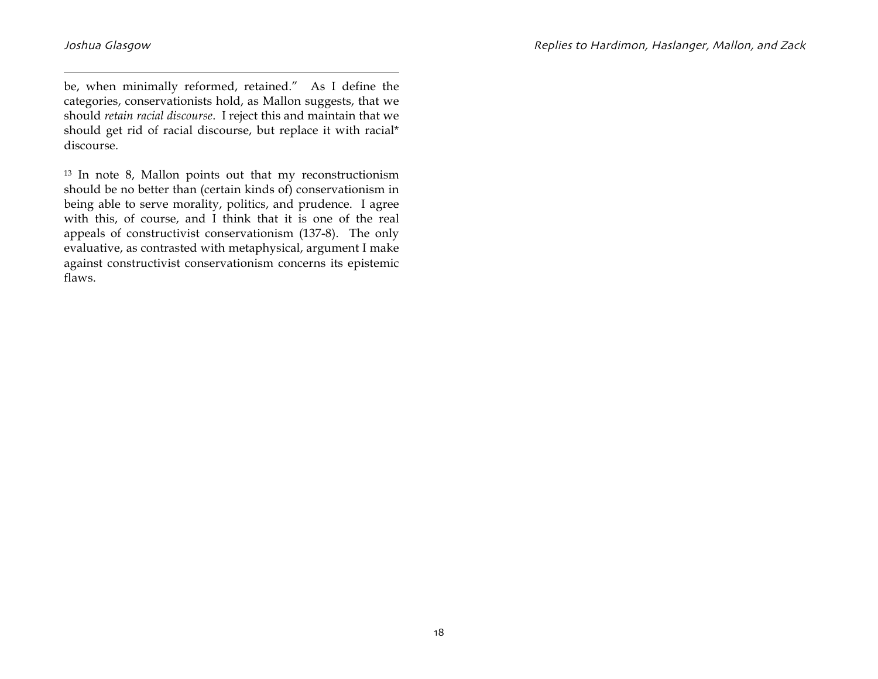be, when minimally reformed, retained." As I define the categories, conservationists hold, as Mallon suggests, that we should *retain racial discourse*. I reject this and maintain that we should get rid of racial discourse, but replace it with racial* discourse.

[13] In note 8, Mallon points out that my reconstructionism should be no better than (certain kinds of) conservationism in being able to serve morality, politics, and prudence. I agree with this, of course, and I think that it is one of the real appeals of constructivist conservationism (137-8). The only evaluative, as contrasted with metaphysical, argument I make against constructivist conservationism concerns its epistemic flaws.